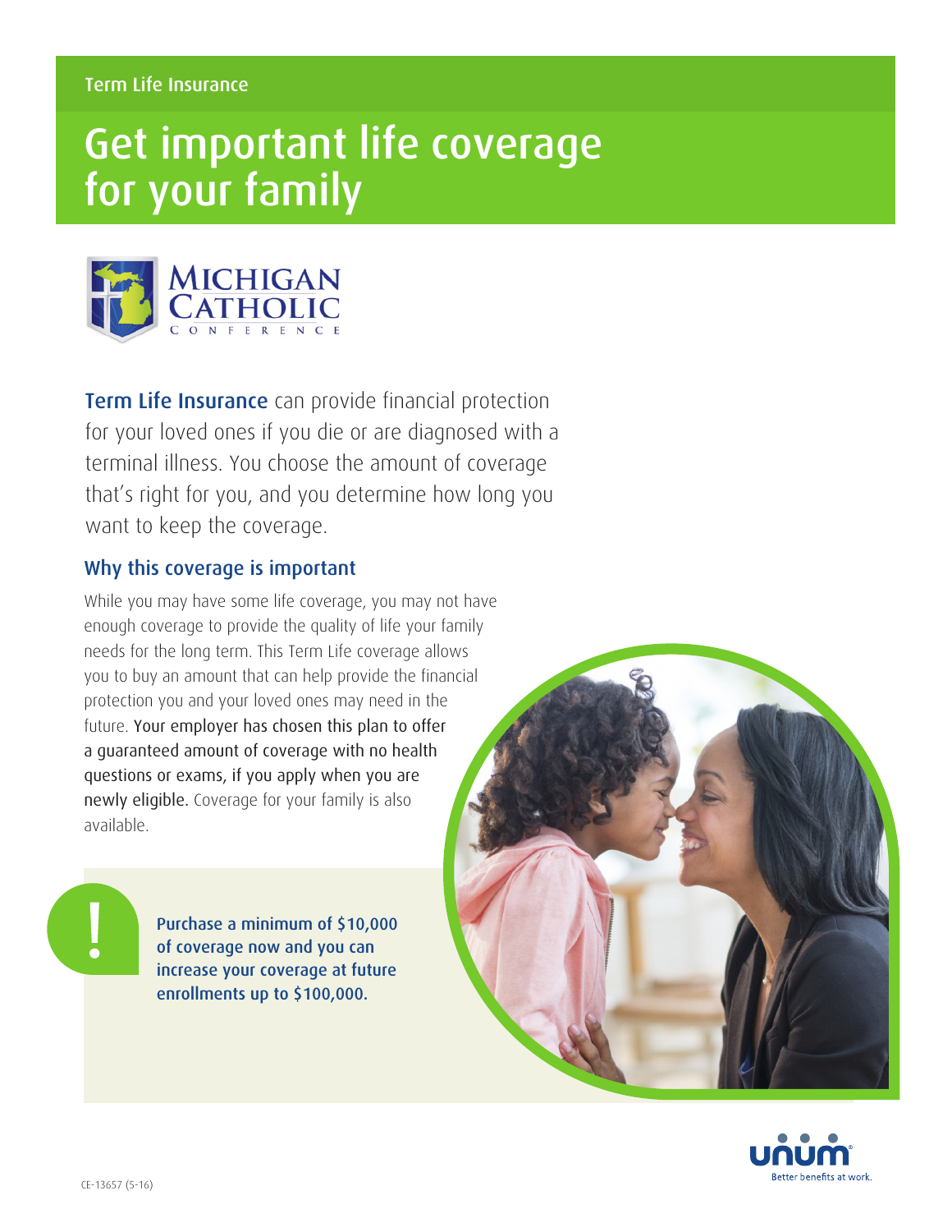Term Life Insurance

# Get important life coverage for your family

MICHIGAN CATHOLIC CONFERENCE

**Term Life Insurance** can provide financial protection for your loved ones if you die or are diagnosed with a terminal illness. You choose the amount of coverage that's right for you, and you determine how long you want to keep the coverage.

## Why this coverage is important

While you may have some life coverage, you may not have enough coverage to provide the quality of life your family needs for the long term. This Term Life coverage allows you to buy an amount that can help provide the financial protection you and your loved ones may need in the future. Your employer has chosen this plan to offer a guaranteed amount of coverage with no health questions or exams, if you apply when you are newly eligible. Coverage for your family is also available.

**Purchase a minimum of $10,000 of coverage now and you can increase your coverage at future enrollments up to $100,000.**

CE-13657 (5-16)

unum Better benefits at work.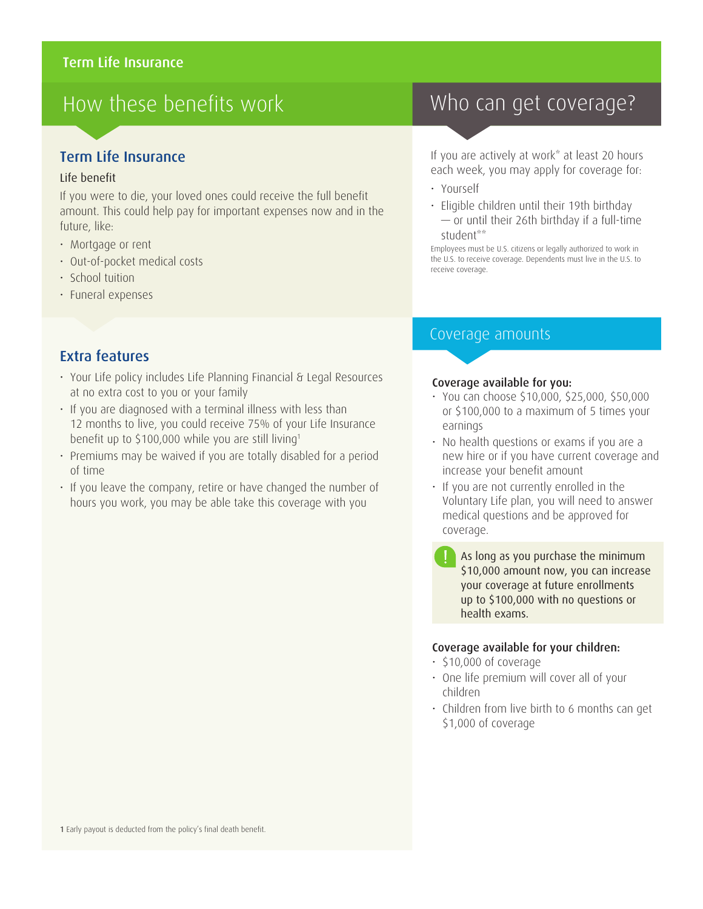# Term Life Insurance

## How these benefits work

### Term Life Insurance

**Life benefit**

If you were to die, your loved ones could receive the full benefit amount. This could help pay for important expenses now and in the future, like:

- Mortgage or rent
- Out-of-pocket medical costs
- School tuition
- Funeral expenses

### Extra features

- Your Life policy includes Life Planning Financial & Legal Resources at no extra cost to you or your family
- If you are diagnosed with a terminal illness with less than 12 months to live, you could receive 75% of your Life Insurance benefit up to $100,000 while you are still living[1]
- Premiums may be waived if you are totally disabled for a period of time
- If you leave the company, retire or have changed the number of hours you work, you may be able take this coverage with you

[1] Early payout is deducted from the policy's final death benefit.

## Who can get coverage?

If you are actively at work* at least 20 hours each week, you may apply for coverage for:

- Yourself
- Eligible children until their 19th birthday — or until their 26th birthday if a full-time student**

Employees must be U.S. citizens or legally authorized to work in the U.S. to receive coverage. Dependents must live in the U.S. to receive coverage.

## Coverage amounts

**Coverage available for you:**

- You can choose $10,000, $25,000, $50,000 or $100,000 to a maximum of 5 times your earnings
- No health questions or exams if you are a new hire or if you have current coverage and increase your benefit amount
- If you are not currently enrolled in the Voluntary Life plan, you will need to answer medical questions and be approved for coverage.

> **!** As long as you purchase the minimum $10,000 amount now, you can increase your coverage at future enrollments up to $100,000 with no questions or health exams.

**Coverage available for your children:**

- $10,000 of coverage
- One life premium will cover all of your children
- Children from live birth to 6 months can get $1,000 of coverage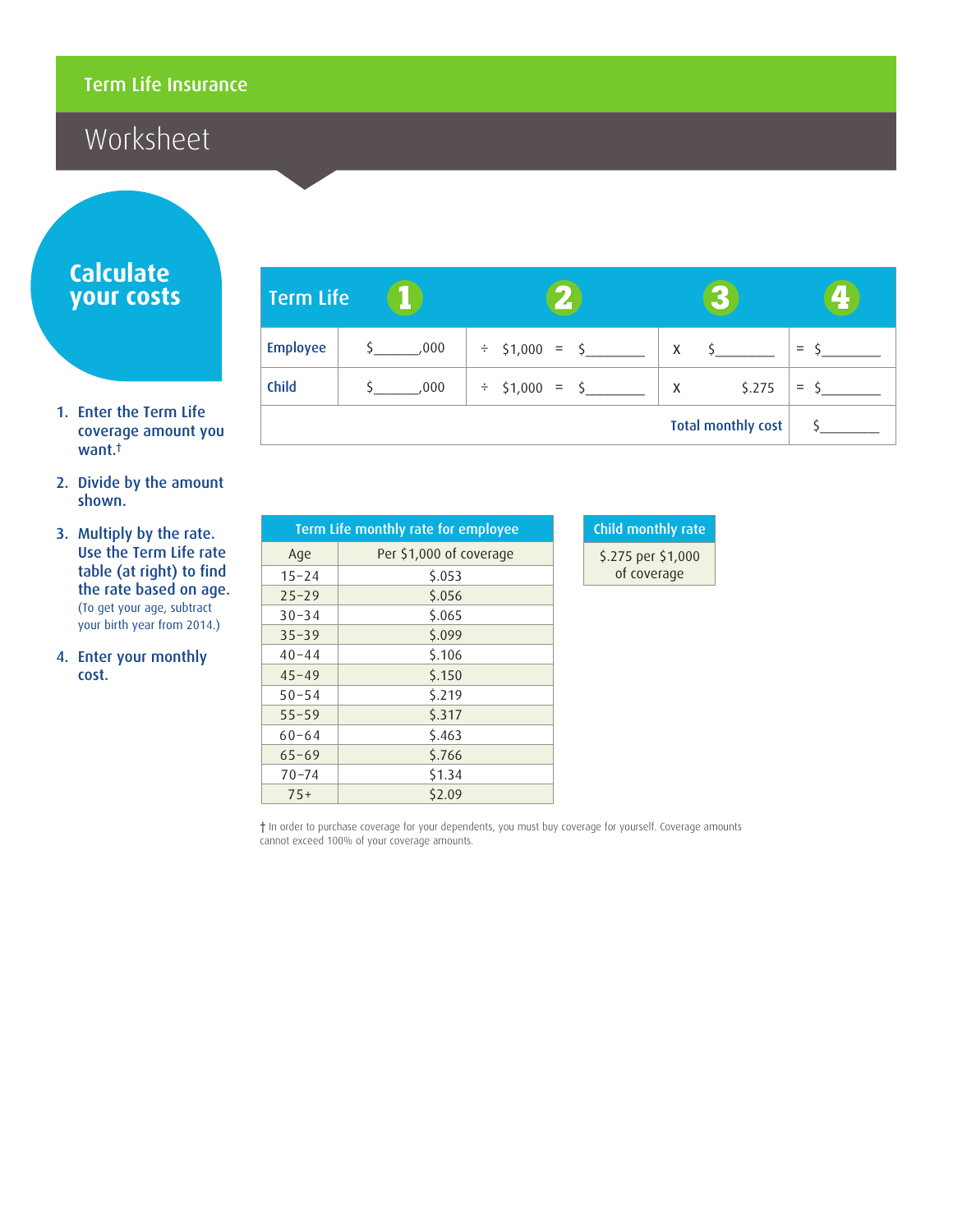# Term Life Insurance

## Worksheet

### Calculate your costs

1. Enter the Term Life coverage amount you want.†
2. Divide by the amount shown.
3. Multiply by the rate. Use the Term Life rate table (at right) to find the rate based on age. (To get your age, subtract your birth year from 2014.)
4. Enter your monthly cost.

| Term Life | 1 | 2 | 3 | 4 |
|---|---|---|---|---|
| Employee | $______,000 | ÷ $1,000 = $________ | x $________ | = $________ |
| Child | $______,000 | ÷ $1,000 = $________ | x $.275 | = $________ |
| | | | Total monthly cost | $________ |

| Term Life monthly rate for employee | |
|---|---|
| Age | Per $1,000 of coverage |
| 15–24 | $.053 |
| 25–29 | $.056 |
| 30–34 | $.065 |
| 35–39 | $.099 |
| 40–44 | $.106 |
| 45–49 | $.150 |
| 50–54 | $.219 |
| 55–59 | $.317 |
| 60–64 | $.463 |
| 65–69 | $.766 |
| 70–74 | $1.34 |
| 75+ | $2.09 |

| Child monthly rate |
|---|
| $.275 per $1,000 of coverage |

† In order to purchase coverage for your dependents, you must buy coverage for yourself. Coverage amounts cannot exceed 100% of your coverage amounts.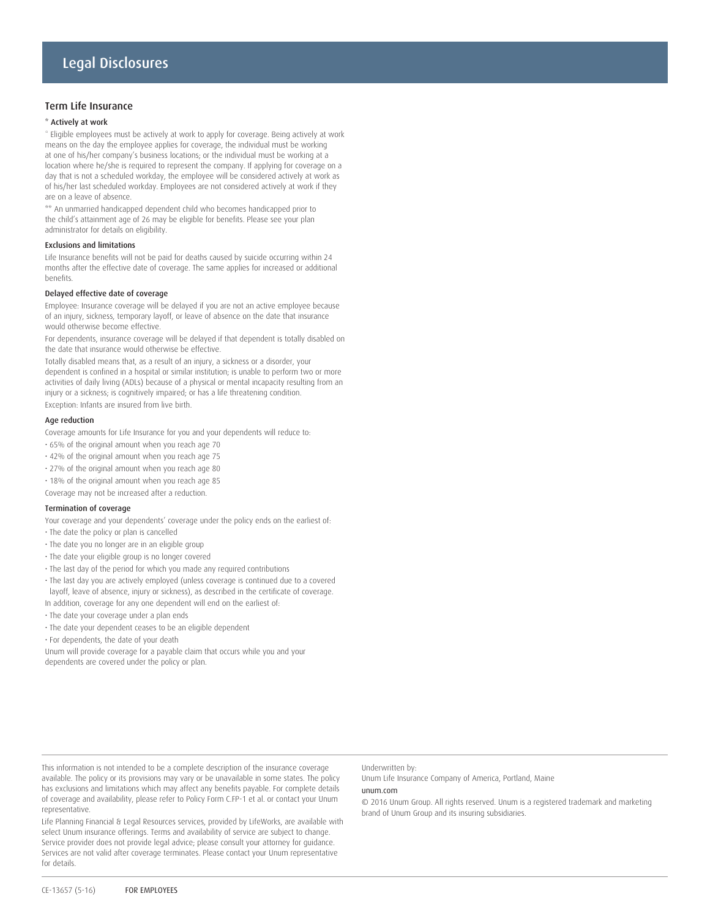# Legal Disclosures

## Term Life Insurance

### * Actively at work

* Eligible employees must be actively at work to apply for coverage. Being actively at work means on the day the employee applies for coverage, the individual must be working at one of his/her company's business locations; or the individual must be working at a location where he/she is required to represent the company. If applying for coverage on a day that is not a scheduled workday, the employee will be considered actively at work as of his/her last scheduled workday. Employees are not considered actively at work if they are on a leave of absence.

** An unmarried handicapped dependent child who becomes handicapped prior to the child's attainment age of 26 may be eligible for benefits. Please see your plan administrator for details on eligibility.

### Exclusions and limitations

Life Insurance benefits will not be paid for deaths caused by suicide occurring within 24 months after the effective date of coverage. The same applies for increased or additional benefits.

### Delayed effective date of coverage

Employee: Insurance coverage will be delayed if you are not an active employee because of an injury, sickness, temporary layoff, or leave of absence on the date that insurance would otherwise become effective.

For dependents, insurance coverage will be delayed if that dependent is totally disabled on the date that insurance would otherwise be effective.

Totally disabled means that, as a result of an injury, a sickness or a disorder, your dependent is confined in a hospital or similar institution; is unable to perform two or more activities of daily living (ADLs) because of a physical or mental incapacity resulting from an injury or a sickness; is cognitively impaired; or has a life threatening condition.

Exception: Infants are insured from live birth.

### Age reduction

Coverage amounts for Life Insurance for you and your dependents will reduce to:

- 65% of the original amount when you reach age 70
- 42% of the original amount when you reach age 75
- 27% of the original amount when you reach age 80
- 18% of the original amount when you reach age 85

Coverage may not be increased after a reduction.

### Termination of coverage

Your coverage and your dependents' coverage under the policy ends on the earliest of:

- The date the policy or plan is cancelled
- The date you no longer are in an eligible group
- The date your eligible group is no longer covered
- The last day of the period for which you made any required contributions
- The last day you are actively employed (unless coverage is continued due to a covered layoff, leave of absence, injury or sickness), as described in the certificate of coverage.

In addition, coverage for any one dependent will end on the earliest of:

- The date your coverage under a plan ends
- The date your dependent ceases to be an eligible dependent
- For dependents, the date of your death

Unum will provide coverage for a payable claim that occurs while you and your dependents are covered under the policy or plan.

---

This information is not intended to be a complete description of the insurance coverage available. The policy or its provisions may vary or be unavailable in some states. The policy has exclusions and limitations which may affect any benefits payable. For complete details of coverage and availability, please refer to Policy Form C.FP-1 et al. or contact your Unum representative.

Life Planning Financial & Legal Resources services, provided by LifeWorks, are available with select Unum insurance offerings. Terms and availability of service are subject to change. Service provider does not provide legal advice; please consult your attorney for guidance. Services are not valid after coverage terminates. Please contact your Unum representative for details.

Underwritten by:
Unum Life Insurance Company of America, Portland, Maine

unum.com

© 2016 Unum Group. All rights reserved. Unum is a registered trademark and marketing brand of Unum Group and its insuring subsidiaries.

CE-13657 (5-16) FOR EMPLOYEES